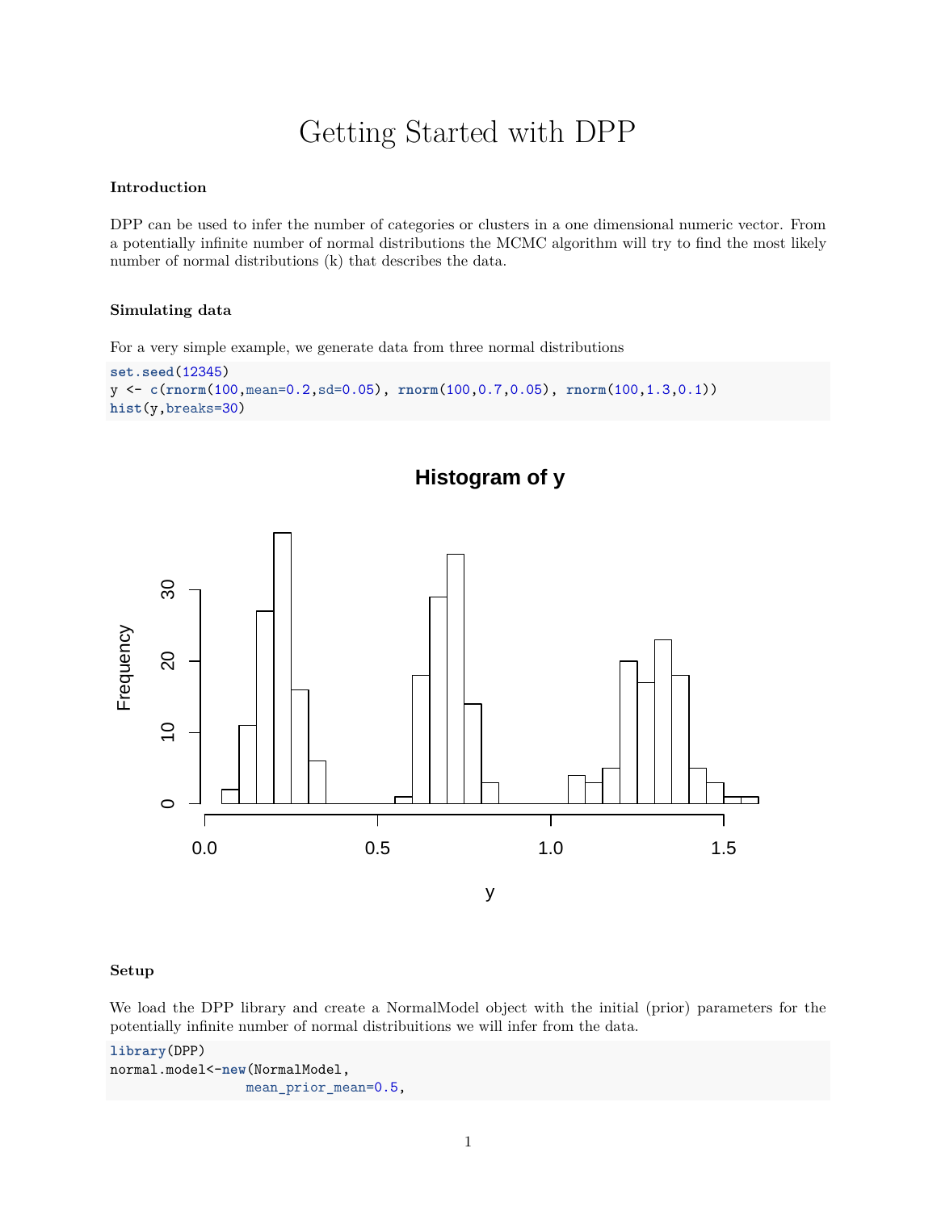# Getting Started with DPP

### Introduction

DPP can be used to infer the number of categories or clusters in a one dimensional numeric vector. From a potentially infinite number of normal distributions the MCMC algorithm will try to find the most likely number of normal distributions (k) that describes the data.

### Simulating data

For a very simple example, we generate data from three normal distributions

```
set.seed(12345)
y <- c(rnorm(100,mean=0.2,sd=0.05), rnorm(100,0.7,0.05), rnorm(100,1.3,0.1))
hist(y,breaks=30)
```

### Setup

We load the DPP library and create a NormalModel object with the initial (prior) parameters for the potentially infinite number of normal distribuitions we will infer from the data.

```
library(DPP)
normal.model<-new(NormalModel,
                  mean_prior_mean=0.5,
```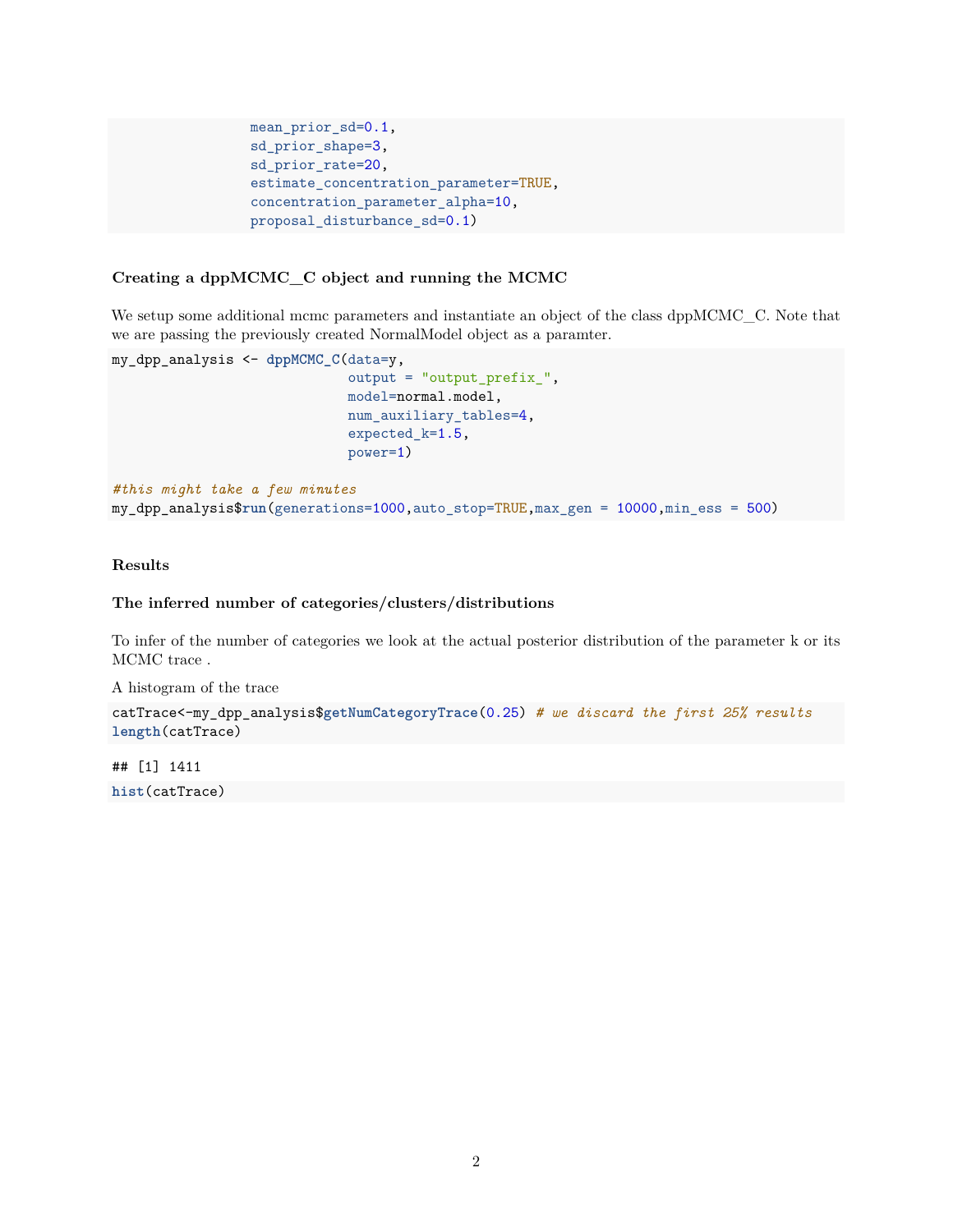```
                  mean_prior_sd=0.1,
                  sd_prior_shape=3,
                  sd_prior_rate=20,
                  estimate_concentration_parameter=TRUE,
                  concentration_parameter_alpha=10,
                  proposal_disturbance_sd=0.1)
```

### Creating a dppMCMC_C object and running the MCMC

We setup some additional mcmc parameters and instantiate an object of the class dppMCMC_C. Note that we are passing the previously created NormalModel object as a paramter.

```
my_dpp_analysis <- dppMCMC_C(data=y,
                             output = "output_prefix_",
                             model=normal.model,
                             num_auxiliary_tables=4,
                             expected_k=1.5,
                             power=1)

#this might take a few minutes
my_dpp_analysis$run(generations=1000,auto_stop=TRUE,max_gen = 10000,min_ess = 500)
```

### Results

### The inferred number of categories/clusters/distributions

To infer of the number of categories we look at the actual posterior distribution of the parameter k or its MCMC trace .

A histogram of the trace

```
catTrace<-my_dpp_analysis$getNumCategoryTrace(0.25) # we discard the first 25% results
length(catTrace)
```

```
## [1] 1411
```

```
hist(catTrace)
```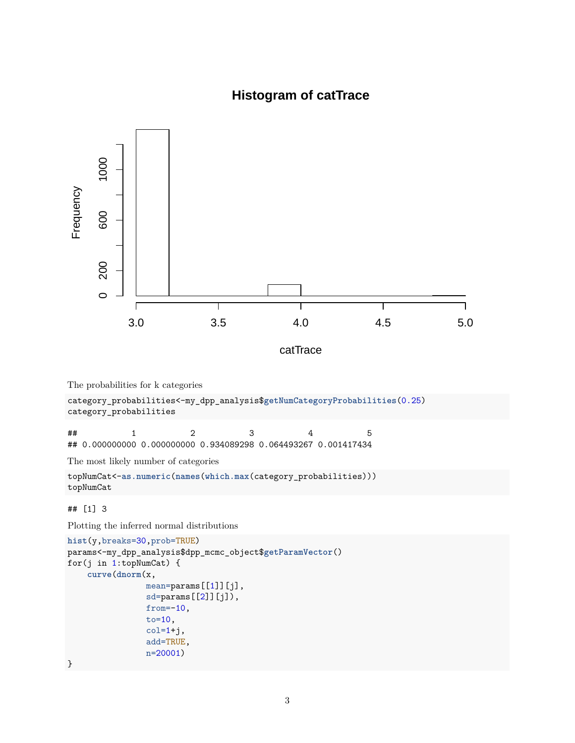The probabilities for k categories

```
category_probabilities<-my_dpp_analysis$getNumCategoryProbabilities(0.25)
category_probabilities
```

```
##           1           2           3           4           5
## 0.000000000 0.000000000 0.934089298 0.064493267 0.001417434
```

The most likely number of categories

```
topNumCat<-as.numeric(names(which.max(category_probabilities)))
topNumCat
```

```
## [1] 3
```

Plotting the inferred normal distributions

```
hist(y,breaks=30,prob=TRUE)
params<-my_dpp_analysis$dpp_mcmc_object$getParamVector()
for(j in 1:topNumCat) {
    curve(dnorm(x,
                mean=params[[1]][j],
                sd=params[[2]][j]),
                from=-10,
                to=10,
                col=1+j,
                add=TRUE,
                n=20001)
}
```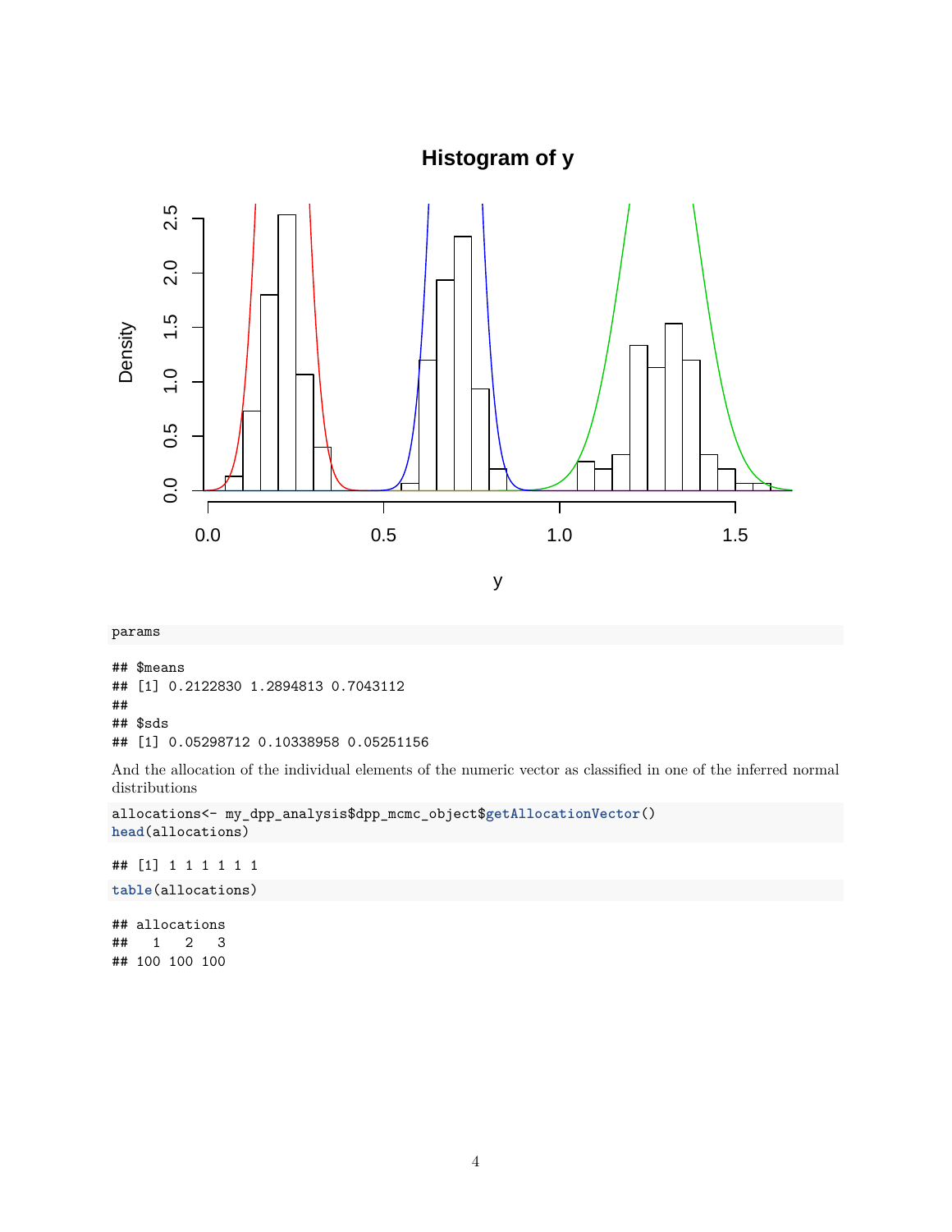Histogram of y

Density

0.0 0.5 1.0 1.5 2.0 2.5

0.0 0.5 1.0 1.5

y

```
params
```

```
## $means
## [1] 0.2122830 1.2894813 0.7043112
##
## $sds
## [1] 0.05298712 0.10338958 0.05251156
```

And the allocation of the individual elements of the numeric vector as classified in one of the inferred normal distributions

```
allocations<- my_dpp_analysis$dpp_mcmc_object$getAllocationVector()
head(allocations)
```

```
## [1] 1 1 1 1 1 1
```

```
table(allocations)
```

```
## allocations
##   1   2   3
## 100 100 100
```